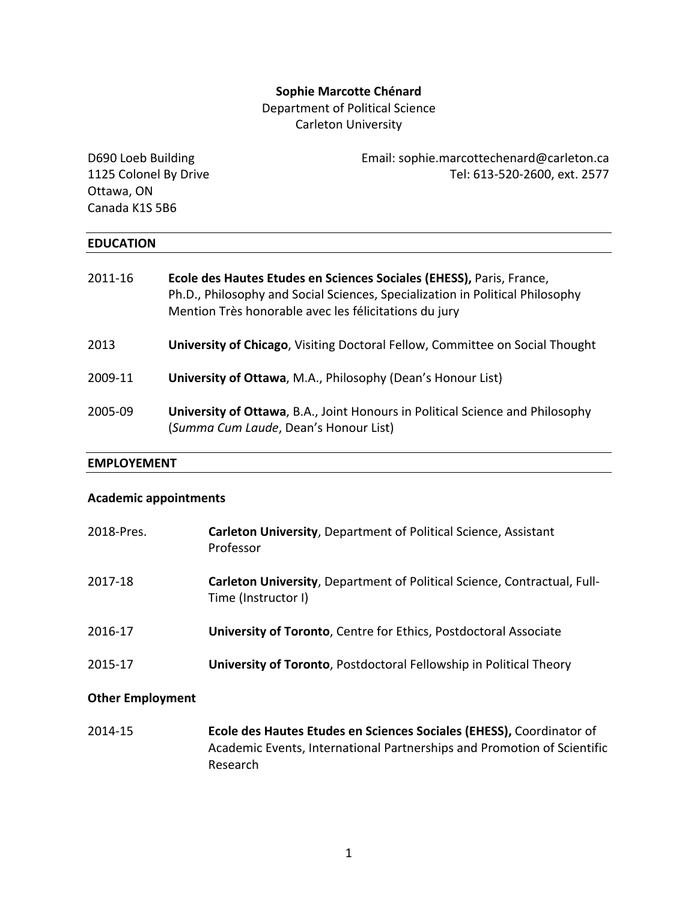**Sophie Marcotte Chénard**
Department of Political Science
Carleton University

D690 Loeb Building
1125 Colonel By Drive
Ottawa, ON
Canada K1S 5B6

Email: sophie.marcottechenard@carleton.ca
Tel: 613-520-2600, ext. 2577

## EDUCATION

2011-16 **Ecole des Hautes Etudes en Sciences Sociales (EHESS),** Paris, France, Ph.D., Philosophy and Social Sciences, Specialization in Political Philosophy Mention Très honorable avec les félicitations du jury

2013 **University of Chicago**, Visiting Doctoral Fellow, Committee on Social Thought

2009-11 **University of Ottawa**, M.A., Philosophy (Dean's Honour List)

2005-09 **University of Ottawa**, B.A., Joint Honours in Political Science and Philosophy (*Summa Cum Laude*, Dean's Honour List)

## EMPLOYEMENT

### Academic appointments

2018-Pres. **Carleton University**, Department of Political Science, Assistant Professor

2017-18 **Carleton University**, Department of Political Science, Contractual, Full-Time (Instructor I)

2016-17 **University of Toronto**, Centre for Ethics, Postdoctoral Associate

2015-17 **University of Toronto**, Postdoctoral Fellowship in Political Theory

### Other Employment

2014-15 **Ecole des Hautes Etudes en Sciences Sociales (EHESS),** Coordinator of Academic Events, International Partnerships and Promotion of Scientific Research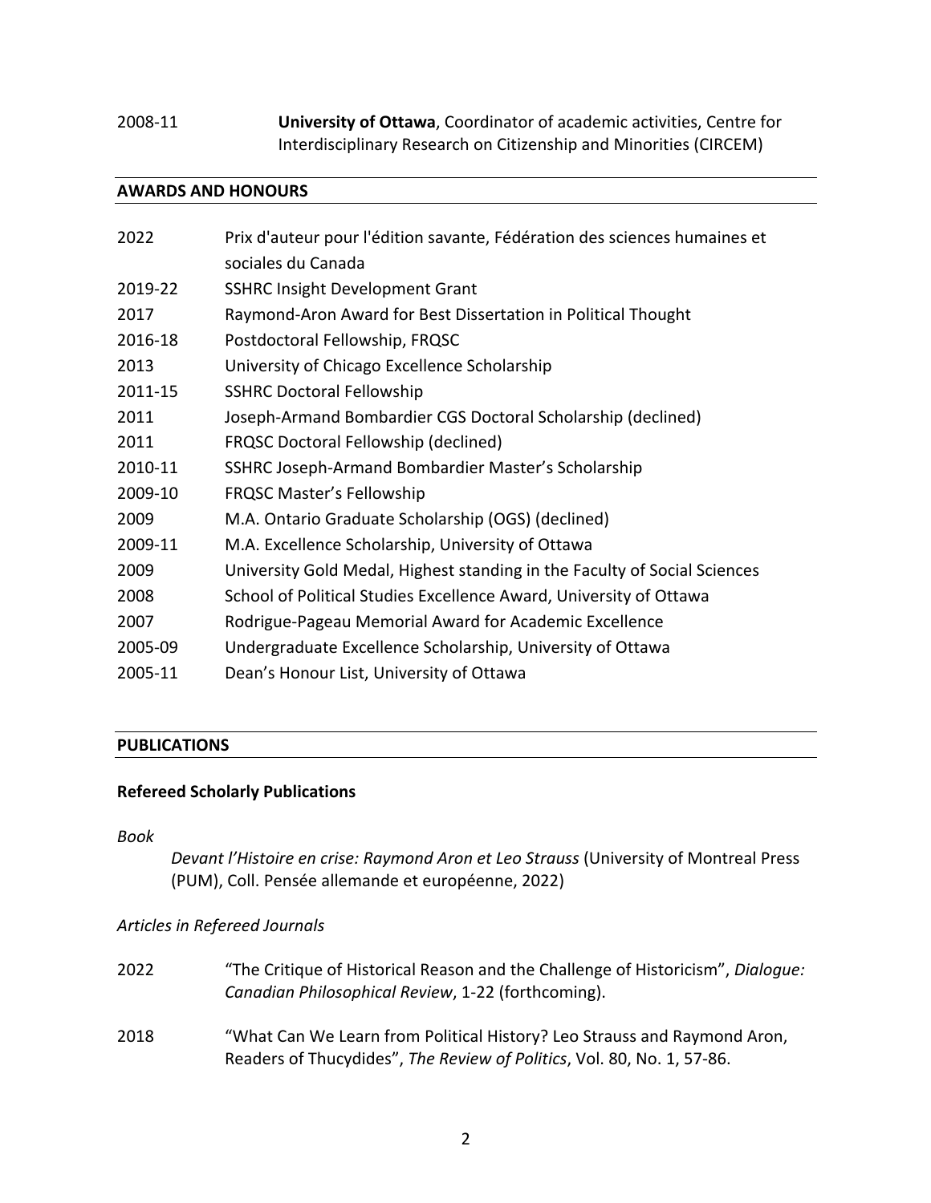2008-11 **University of Ottawa**, Coordinator of academic activities, Centre for Interdisciplinary Research on Citizenship and Minorities (CIRCEM)

## AWARDS AND HONOURS

2022 Prix d'auteur pour l'édition savante, Fédération des sciences humaines et sociales du Canada
2019-22 SSHRC Insight Development Grant
2017 Raymond-Aron Award for Best Dissertation in Political Thought
2016-18 Postdoctoral Fellowship, FRQSC
2013 University of Chicago Excellence Scholarship
2011-15 SSHRC Doctoral Fellowship
2011 Joseph-Armand Bombardier CGS Doctoral Scholarship (declined)
2011 FRQSC Doctoral Fellowship (declined)
2010-11 SSHRC Joseph-Armand Bombardier Master's Scholarship
2009-10 FRQSC Master's Fellowship
2009 M.A. Ontario Graduate Scholarship (OGS) (declined)
2009-11 M.A. Excellence Scholarship, University of Ottawa
2009 University Gold Medal, Highest standing in the Faculty of Social Sciences
2008 School of Political Studies Excellence Award, University of Ottawa
2007 Rodrigue-Pageau Memorial Award for Academic Excellence
2005-09 Undergraduate Excellence Scholarship, University of Ottawa
2005-11 Dean's Honour List, University of Ottawa

## PUBLICATIONS

### Refereed Scholarly Publications

*Book*

*Devant l'Histoire en crise: Raymond Aron et Leo Strauss* (University of Montreal Press (PUM), Coll. Pensée allemande et européenne, 2022)

*Articles in Refereed Journals*

2022 "The Critique of Historical Reason and the Challenge of Historicism", *Dialogue: Canadian Philosophical Review*, 1-22 (forthcoming).

2018 "What Can We Learn from Political History? Leo Strauss and Raymond Aron, Readers of Thucydides", *The Review of Politics*, Vol. 80, No. 1, 57-86.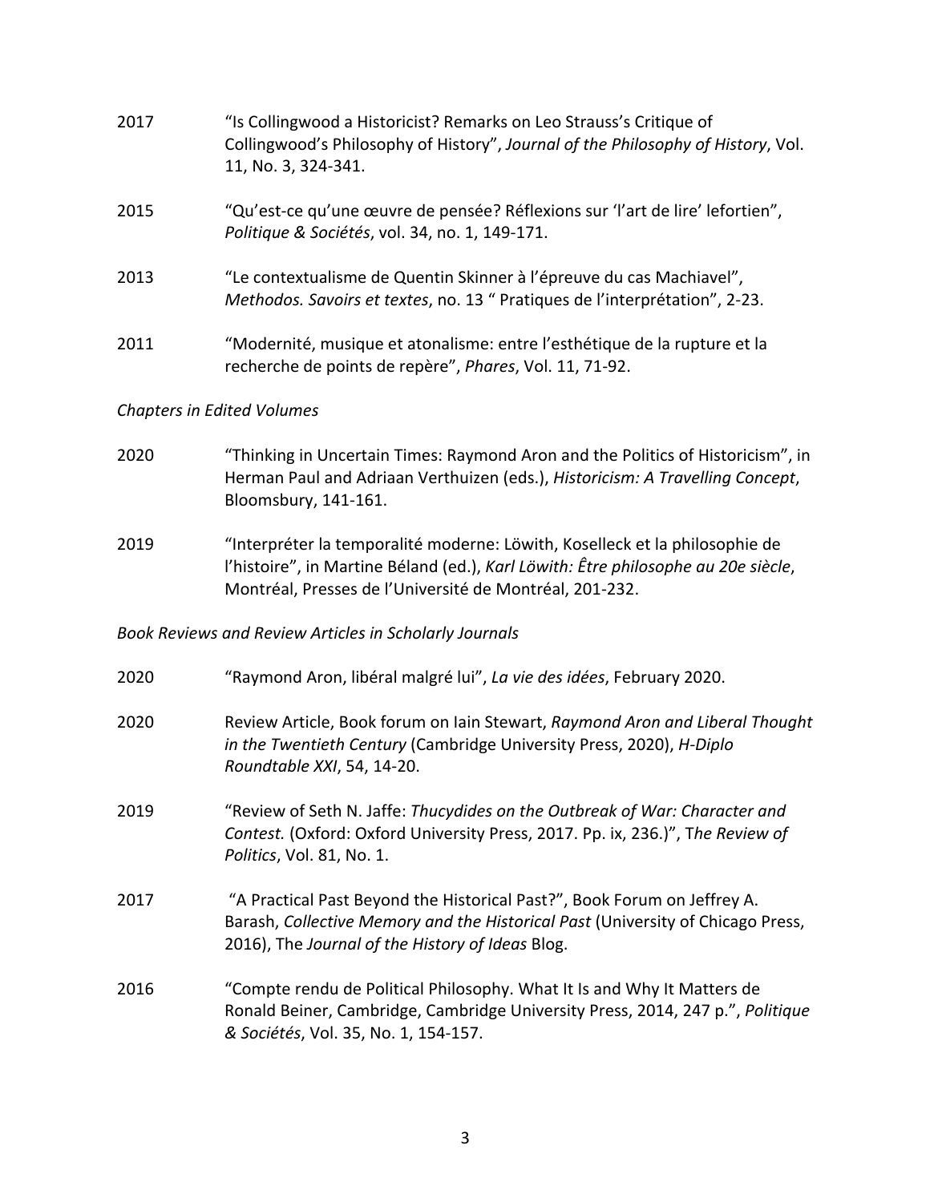2017 "Is Collingwood a Historicist? Remarks on Leo Strauss's Critique of Collingwood's Philosophy of History", *Journal of the Philosophy of History*, Vol. 11, No. 3, 324-341.

2015 "Qu'est-ce qu'une œuvre de pensée? Réflexions sur 'l'art de lire' lefortien", *Politique & Sociétés*, vol. 34, no. 1, 149-171.

2013 "Le contextualisme de Quentin Skinner à l'épreuve du cas Machiavel", *Methodos. Savoirs et textes*, no. 13 " Pratiques de l'interprétation", 2-23.

2011 "Modernité, musique et atonalisme: entre l'esthétique de la rupture et la recherche de points de repère", *Phares*, Vol. 11, 71-92.

*Chapters in Edited Volumes*

2020 "Thinking in Uncertain Times: Raymond Aron and the Politics of Historicism", in Herman Paul and Adriaan Verthuizen (eds.), *Historicism: A Travelling Concept*, Bloomsbury, 141-161.

2019 "Interpréter la temporalité moderne: Löwith, Koselleck et la philosophie de l'histoire", in Martine Béland (ed.), *Karl Löwith: Être philosophe au 20e siècle*, Montréal, Presses de l'Université de Montréal, 201-232.

*Book Reviews and Review Articles in Scholarly Journals*

2020 "Raymond Aron, libéral malgré lui", *La vie des idées*, February 2020.

2020 Review Article, Book forum on Iain Stewart, *Raymond Aron and Liberal Thought in the Twentieth Century* (Cambridge University Press, 2020), *H-Diplo Roundtable XXI*, 54, 14-20.

2019 "Review of Seth N. Jaffe: *Thucydides on the Outbreak of War: Character and Contest.* (Oxford: Oxford University Press, 2017. Pp. ix, 236.)", T*he Review of Politics*, Vol. 81, No. 1.

2017 "A Practical Past Beyond the Historical Past?", Book Forum on Jeffrey A. Barash, *Collective Memory and the Historical Past* (University of Chicago Press, 2016), The *Journal of the History of Ideas* Blog.

2016 "Compte rendu de Political Philosophy. What It Is and Why It Matters de Ronald Beiner, Cambridge, Cambridge University Press, 2014, 247 p.", *Politique & Sociétés*, Vol. 35, No. 1, 154-157.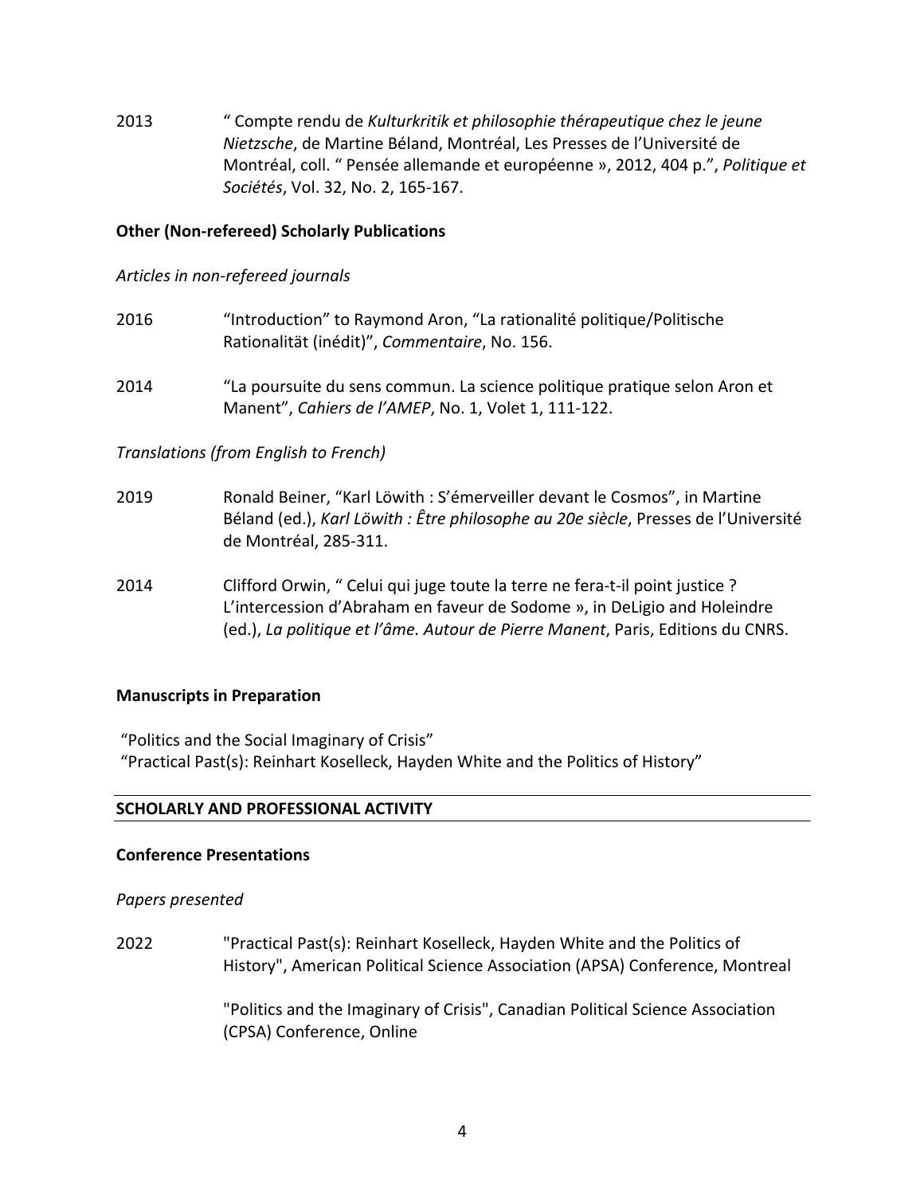2013 “ Compte rendu de *Kulturkritik et philosophie thérapeutique chez le jeune Nietzsche*, de Martine Béland, Montréal, Les Presses de l’Université de Montréal, coll. “ Pensée allemande et européenne », 2012, 404 p.”, *Politique et Sociétés*, Vol. 32, No. 2, 165-167.

**Other (Non-refereed) Scholarly Publications**

*Articles in non-refereed journals*

2016 “Introduction” to Raymond Aron, “La rationalité politique/Politische Rationalität (inédit)”, *Commentaire*, No. 156.

2014 “La poursuite du sens commun. La science politique pratique selon Aron et Manent”, *Cahiers de l’AMEP*, No. 1, Volet 1, 111-122.

*Translations (from English to French)*

2019 Ronald Beiner, “Karl Löwith : S’émerveiller devant le Cosmos”, in Martine Béland (ed.), *Karl Löwith : Être philosophe au 20e siècle*, Presses de l’Université de Montréal, 285-311.

2014 Clifford Orwin, “ Celui qui juge toute la terre ne fera-t-il point justice ? L’intercession d’Abraham en faveur de Sodome », in DeLigio and Holeindre (ed.), *La politique et l’âme. Autour de Pierre Manent*, Paris, Editions du CNRS.

**Manuscripts in Preparation**

“Politics and the Social Imaginary of Crisis”
“Practical Past(s): Reinhart Koselleck, Hayden White and the Politics of History”

## SCHOLARLY AND PROFESSIONAL ACTIVITY

**Conference Presentations**

*Papers presented*

2022 "Practical Past(s): Reinhart Koselleck, Hayden White and the Politics of History", American Political Science Association (APSA) Conference, Montreal

"Politics and the Imaginary of Crisis", Canadian Political Science Association (CPSA) Conference, Online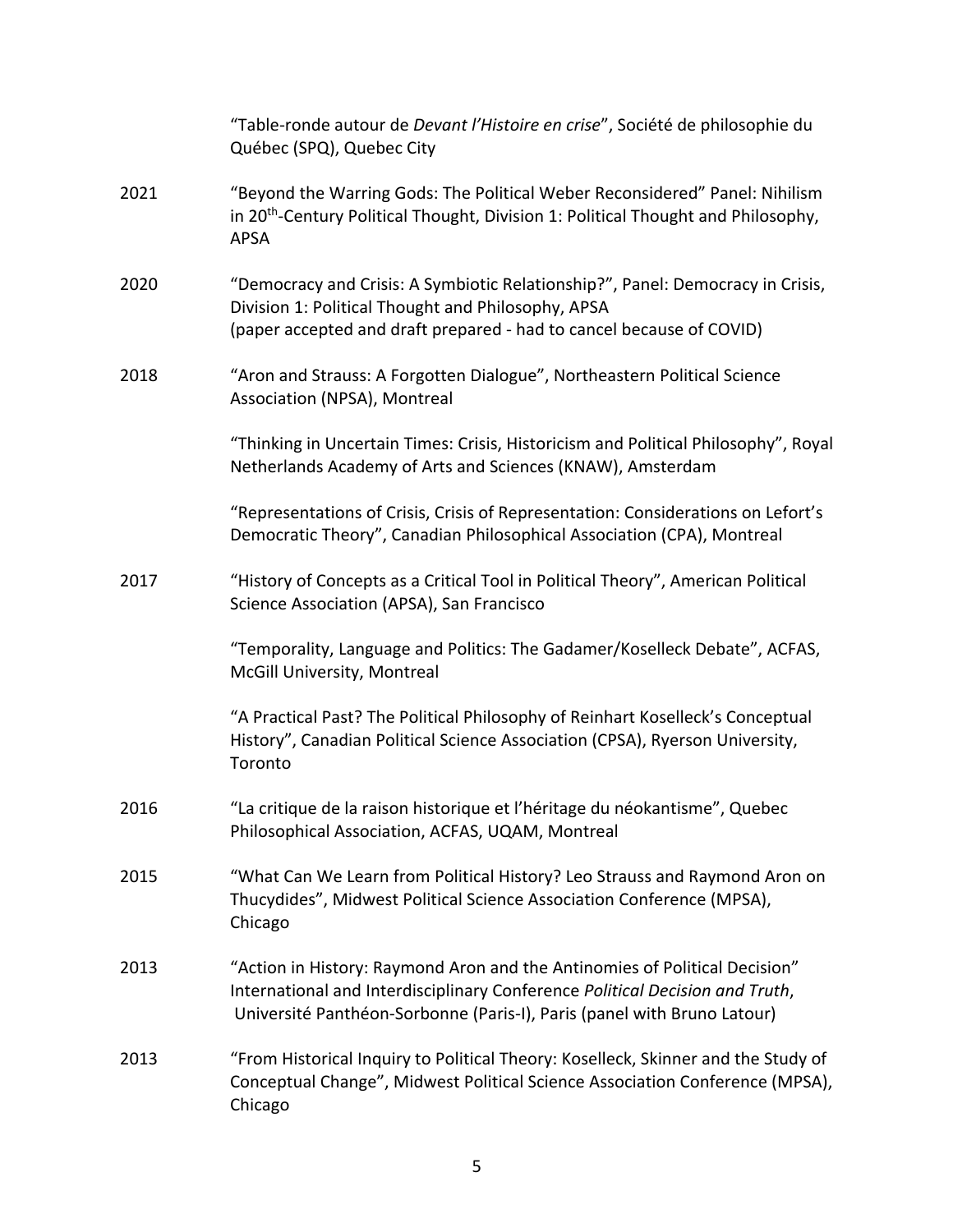| | |
|---|---|
| | "Table-ronde autour de *Devant l'Histoire en crise*", Société de philosophie du Québec (SPQ), Quebec City |
| 2021 | "Beyond the Warring Gods: The Political Weber Reconsidered" Panel: Nihilism in 20th-Century Political Thought, Division 1: Political Thought and Philosophy, APSA |
| 2020 | "Democracy and Crisis: A Symbiotic Relationship?", Panel: Democracy in Crisis, Division 1: Political Thought and Philosophy, APSA (paper accepted and draft prepared - had to cancel because of COVID) |
| 2018 | "Aron and Strauss: A Forgotten Dialogue", Northeastern Political Science Association (NPSA), Montreal |
| | "Thinking in Uncertain Times: Crisis, Historicism and Political Philosophy", Royal Netherlands Academy of Arts and Sciences (KNAW), Amsterdam |
| | "Representations of Crisis, Crisis of Representation: Considerations on Lefort's Democratic Theory", Canadian Philosophical Association (CPA), Montreal |
| 2017 | "History of Concepts as a Critical Tool in Political Theory", American Political Science Association (APSA), San Francisco |
| | "Temporality, Language and Politics: The Gadamer/Koselleck Debate", ACFAS, McGill University, Montreal |
| | "A Practical Past? The Political Philosophy of Reinhart Koselleck's Conceptual History", Canadian Political Science Association (CPSA), Ryerson University, Toronto |
| 2016 | "La critique de la raison historique et l'héritage du néokantisme", Quebec Philosophical Association, ACFAS, UQAM, Montreal |
| 2015 | "What Can We Learn from Political History? Leo Strauss and Raymond Aron on Thucydides", Midwest Political Science Association Conference (MPSA), Chicago |
| 2013 | "Action in History: Raymond Aron and the Antinomies of Political Decision" International and Interdisciplinary Conference *Political Decision and Truth*, Université Panthéon-Sorbonne (Paris-I), Paris (panel with Bruno Latour) |
| 2013 | "From Historical Inquiry to Political Theory: Koselleck, Skinner and the Study of Conceptual Change", Midwest Political Science Association Conference (MPSA), Chicago |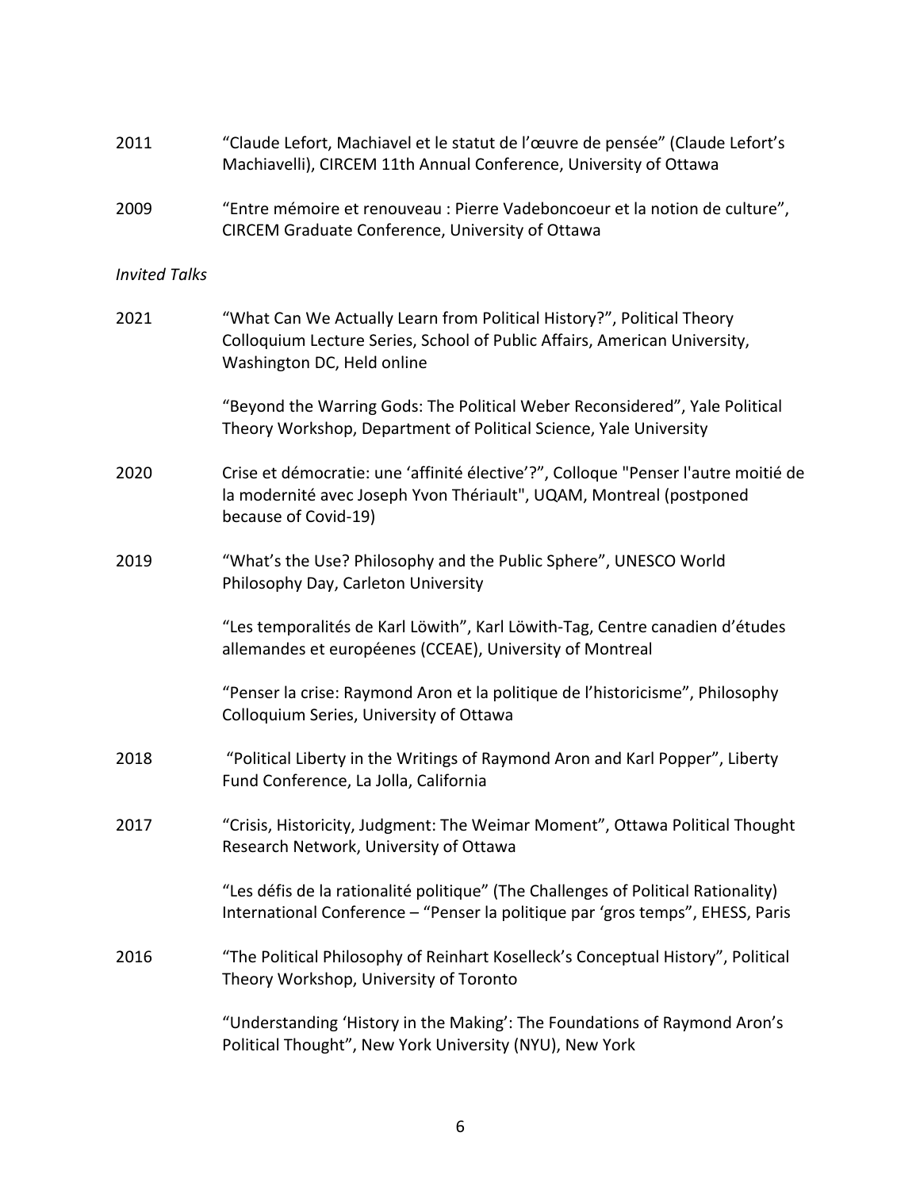2011 "Claude Lefort, Machiavel et le statut de l'œuvre de pensée" (Claude Lefort's Machiavelli), CIRCEM 11th Annual Conference, University of Ottawa

2009 "Entre mémoire et renouveau : Pierre Vadeboncoeur et la notion de culture", CIRCEM Graduate Conference, University of Ottawa

*Invited Talks*

2021 "What Can We Actually Learn from Political History?", Political Theory Colloquium Lecture Series, School of Public Affairs, American University, Washington DC, Held online

"Beyond the Warring Gods: The Political Weber Reconsidered", Yale Political Theory Workshop, Department of Political Science, Yale University

2020 Crise et démocratie: une 'affinité élective'?", Colloque "Penser l'autre moitié de la modernité avec Joseph Yvon Thériault", UQAM, Montreal (postponed because of Covid-19)

2019 "What's the Use? Philosophy and the Public Sphere", UNESCO World Philosophy Day, Carleton University

"Les temporalités de Karl Löwith", Karl Löwith-Tag, Centre canadien d'études allemandes et européenes (CCEAE), University of Montreal

"Penser la crise: Raymond Aron et la politique de l'historicisme", Philosophy Colloquium Series, University of Ottawa

2018 "Political Liberty in the Writings of Raymond Aron and Karl Popper", Liberty Fund Conference, La Jolla, California

2017 "Crisis, Historicity, Judgment: The Weimar Moment", Ottawa Political Thought Research Network, University of Ottawa

"Les défis de la rationalité politique" (The Challenges of Political Rationality) International Conference – "Penser la politique par 'gros temps", EHESS, Paris

2016 "The Political Philosophy of Reinhart Koselleck's Conceptual History", Political Theory Workshop, University of Toronto

"Understanding 'History in the Making': The Foundations of Raymond Aron's Political Thought", New York University (NYU), New York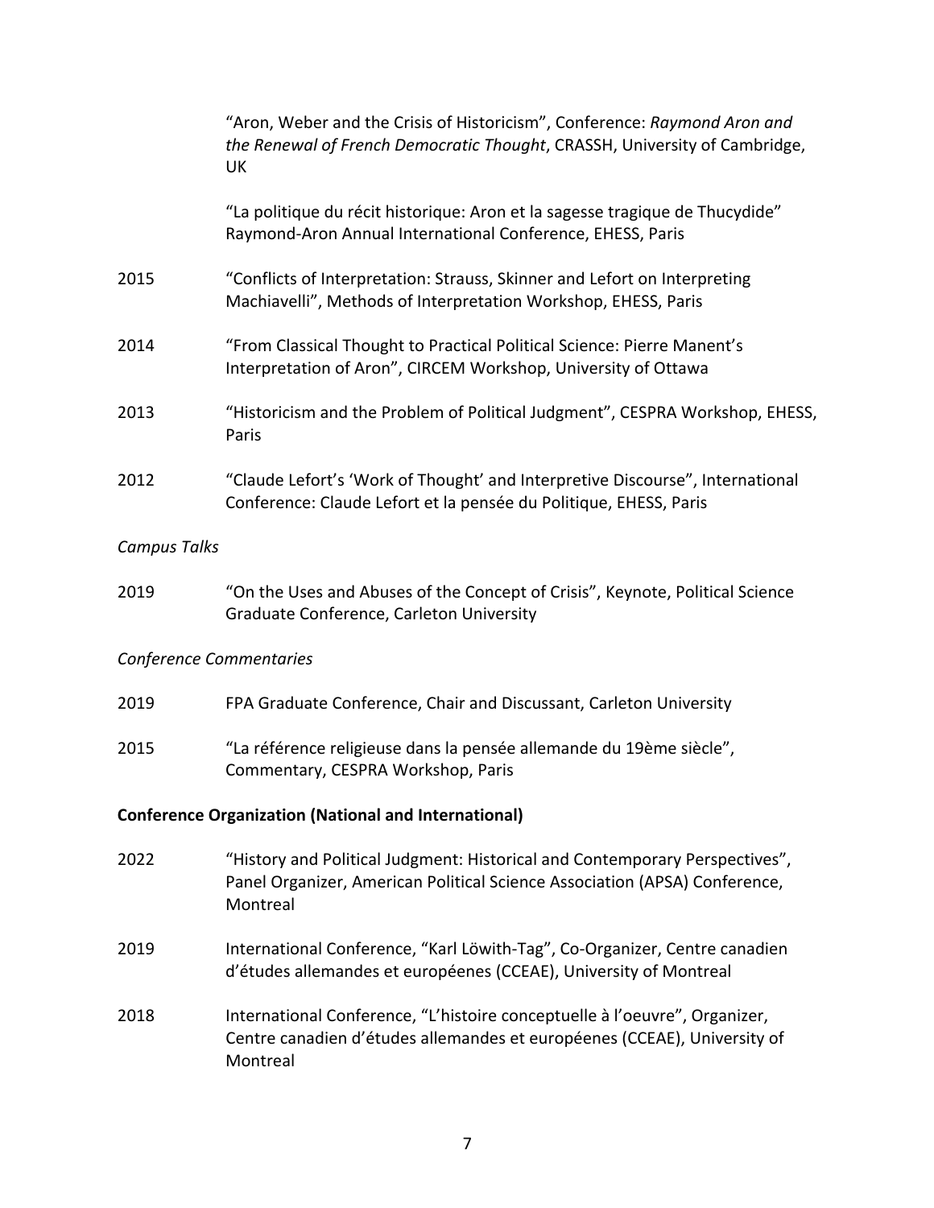"Aron, Weber and the Crisis of Historicism", Conference: *Raymond Aron and the Renewal of French Democratic Thought*, CRASSH, University of Cambridge, UK

"La politique du récit historique: Aron et la sagesse tragique de Thucydide" Raymond-Aron Annual International Conference, EHESS, Paris

2015 "Conflicts of Interpretation: Strauss, Skinner and Lefort on Interpreting Machiavelli", Methods of Interpretation Workshop, EHESS, Paris

2014 "From Classical Thought to Practical Political Science: Pierre Manent's Interpretation of Aron", CIRCEM Workshop, University of Ottawa

2013 "Historicism and the Problem of Political Judgment", CESPRA Workshop, EHESS, Paris

2012 "Claude Lefort's 'Work of Thought' and Interpretive Discourse", International Conference: Claude Lefort et la pensée du Politique, EHESS, Paris

*Campus Talks*

2019 "On the Uses and Abuses of the Concept of Crisis", Keynote, Political Science Graduate Conference, Carleton University

*Conference Commentaries*

2019 FPA Graduate Conference, Chair and Discussant, Carleton University

2015 "La référence religieuse dans la pensée allemande du 19ème siècle", Commentary, CESPRA Workshop, Paris

**Conference Organization (National and International)**

2022 "History and Political Judgment: Historical and Contemporary Perspectives", Panel Organizer, American Political Science Association (APSA) Conference, Montreal

2019 International Conference, "Karl Löwith-Tag", Co-Organizer, Centre canadien d'études allemandes et européenes (CCEAE), University of Montreal

2018 International Conference, "L'histoire conceptuelle à l'oeuvre", Organizer, Centre canadien d'études allemandes et européenes (CCEAE), University of Montreal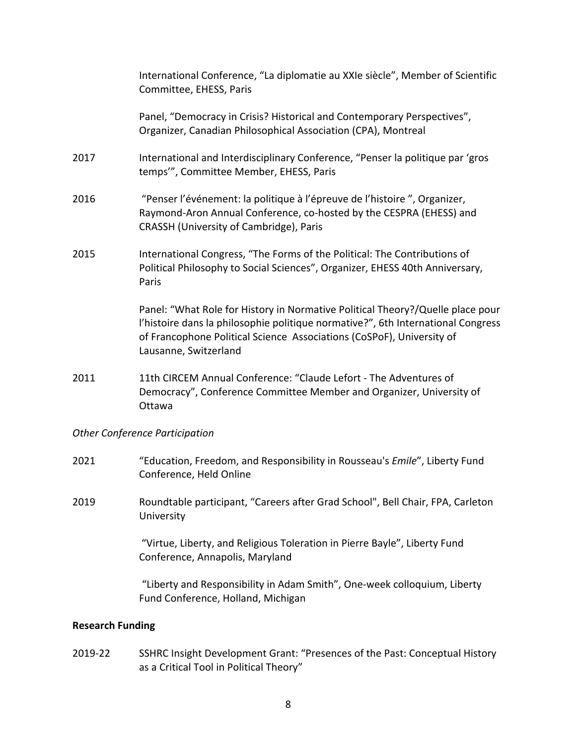International Conference, “La diplomatie au XXIe siècle”, Member of Scientific Committee, EHESS, Paris

Panel, “Democracy in Crisis? Historical and Contemporary Perspectives”, Organizer, Canadian Philosophical Association (CPA), Montreal

2017 International and Interdisciplinary Conference, “Penser la politique par ‘gros temps’”, Committee Member, EHESS, Paris

2016 “Penser l’événement: la politique à l’épreuve de l’histoire ”, Organizer, Raymond-Aron Annual Conference, co-hosted by the CESPRA (EHESS) and CRASSH (University of Cambridge), Paris

2015 International Congress, “The Forms of the Political: The Contributions of Political Philosophy to Social Sciences”, Organizer, EHESS 40th Anniversary, Paris

Panel: “What Role for History in Normative Political Theory?/Quelle place pour l’histoire dans la philosophie politique normative?”, 6th International Congress of Francophone Political Science Associations (CoSPoF), University of Lausanne, Switzerland

2011 11th CIRCEM Annual Conference: “Claude Lefort - The Adventures of Democracy”, Conference Committee Member and Organizer, University of Ottawa

*Other Conference Participation*

2021 “Education, Freedom, and Responsibility in Rousseau's *Emile*”, Liberty Fund Conference, Held Online

2019 Roundtable participant, “Careers after Grad School", Bell Chair, FPA, Carleton University

“Virtue, Liberty, and Religious Toleration in Pierre Bayle”, Liberty Fund Conference, Annapolis, Maryland

“Liberty and Responsibility in Adam Smith”, One-week colloquium, Liberty Fund Conference, Holland, Michigan

**Research Funding**

2019-22 SSHRC Insight Development Grant: “Presences of the Past: Conceptual History as a Critical Tool in Political Theory”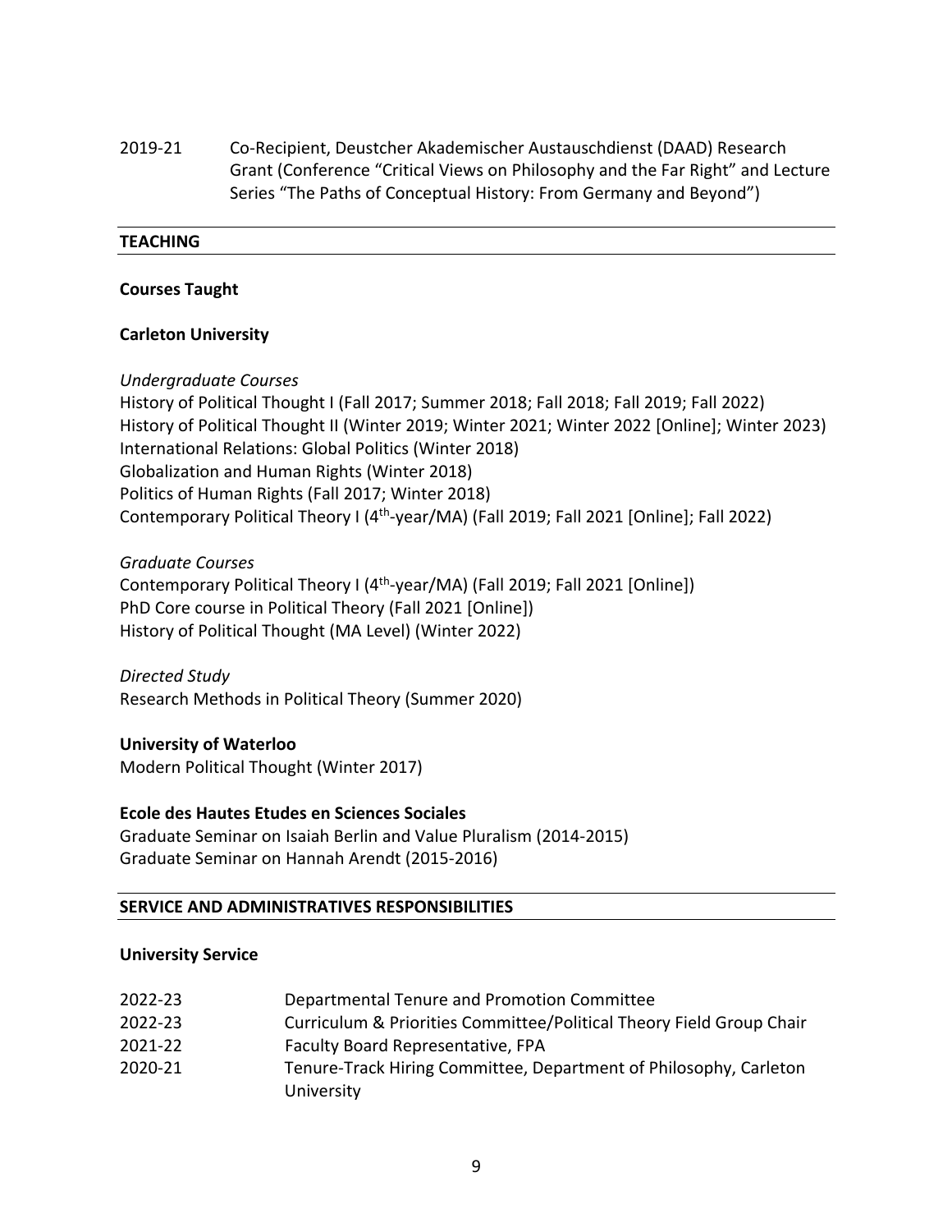2019-21 Co-Recipient, Deustcher Akademischer Austauschdienst (DAAD) Research Grant (Conference "Critical Views on Philosophy and the Far Right" and Lecture Series "The Paths of Conceptual History: From Germany and Beyond")

## TEACHING

### Courses Taught

### Carleton University

*Undergraduate Courses*

History of Political Thought I (Fall 2017; Summer 2018; Fall 2018; Fall 2019; Fall 2022)
History of Political Thought II (Winter 2019; Winter 2021; Winter 2022 [Online]; Winter 2023)
International Relations: Global Politics (Winter 2018)
Globalization and Human Rights (Winter 2018)
Politics of Human Rights (Fall 2017; Winter 2018)
Contemporary Political Theory I (4th-year/MA) (Fall 2019; Fall 2021 [Online]; Fall 2022)

*Graduate Courses*

Contemporary Political Theory I (4th-year/MA) (Fall 2019; Fall 2021 [Online])
PhD Core course in Political Theory (Fall 2021 [Online])
History of Political Thought (MA Level) (Winter 2022)

*Directed Study*

Research Methods in Political Theory (Summer 2020)

### University of Waterloo

Modern Political Thought (Winter 2017)

### Ecole des Hautes Etudes en Sciences Sociales

Graduate Seminar on Isaiah Berlin and Value Pluralism (2014-2015)
Graduate Seminar on Hannah Arendt (2015-2016)

## SERVICE AND ADMINISTRATIVES RESPONSIBILITIES

### University Service

2022-23 Departmental Tenure and Promotion Committee
2022-23 Curriculum & Priorities Committee/Political Theory Field Group Chair
2021-22 Faculty Board Representative, FPA
2020-21 Tenure-Track Hiring Committee, Department of Philosophy, Carleton University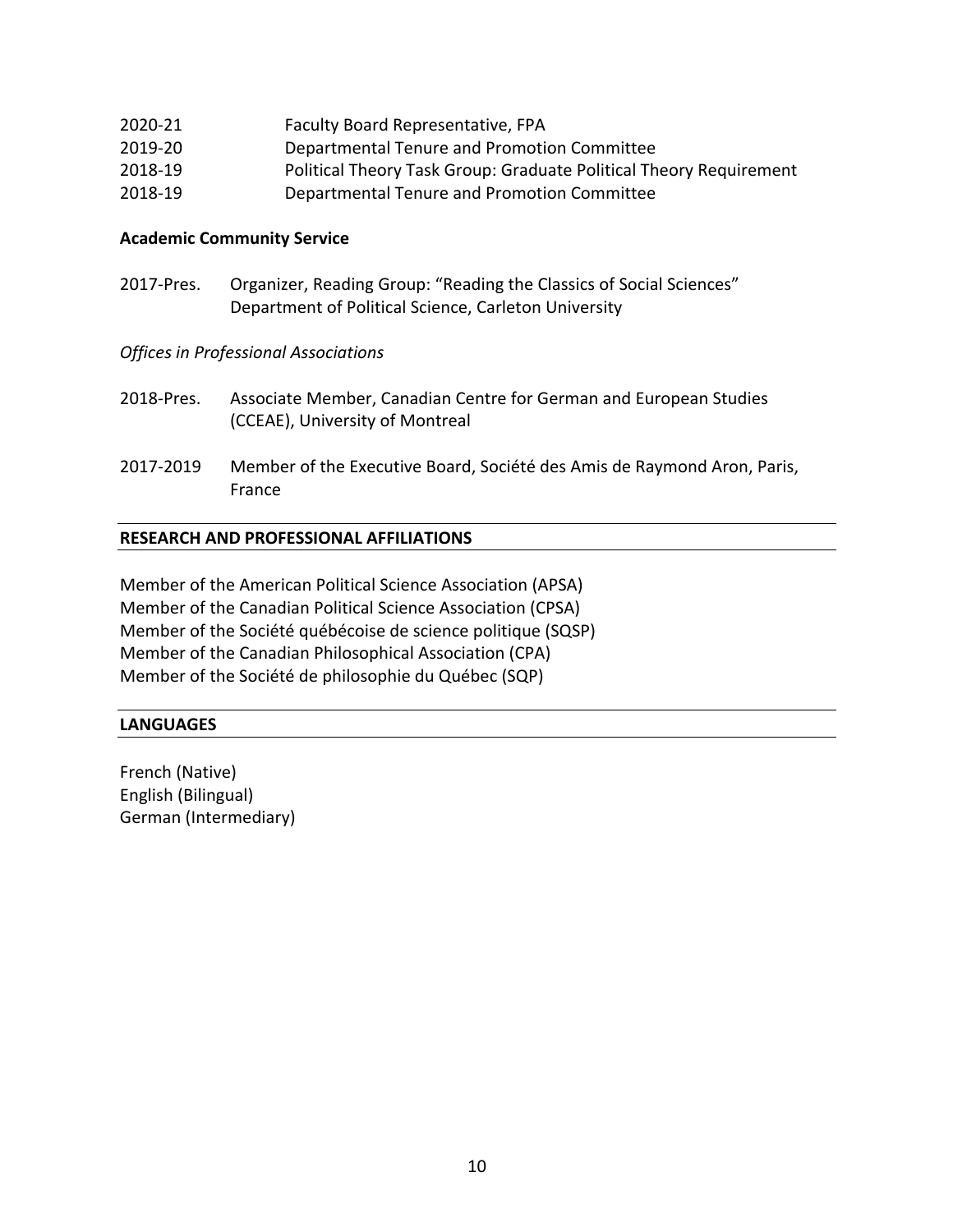2020-21 Faculty Board Representative, FPA
2019-20 Departmental Tenure and Promotion Committee
2018-19 Political Theory Task Group: Graduate Political Theory Requirement
2018-19 Departmental Tenure and Promotion Committee

**Academic Community Service**

2017-Pres. Organizer, Reading Group: “Reading the Classics of Social Sciences” Department of Political Science, Carleton University

*Offices in Professional Associations*

2018-Pres. Associate Member, Canadian Centre for German and European Studies (CCEAE), University of Montreal

2017-2019 Member of the Executive Board, Société des Amis de Raymond Aron, Paris, France

## RESEARCH AND PROFESSIONAL AFFILIATIONS

Member of the American Political Science Association (APSA)
Member of the Canadian Political Science Association (CPSA)
Member of the Société québécoise de science politique (SQSP)
Member of the Canadian Philosophical Association (CPA)
Member of the Société de philosophie du Québec (SQP)

## LANGUAGES

French (Native)
English (Bilingual)
German (Intermediary)